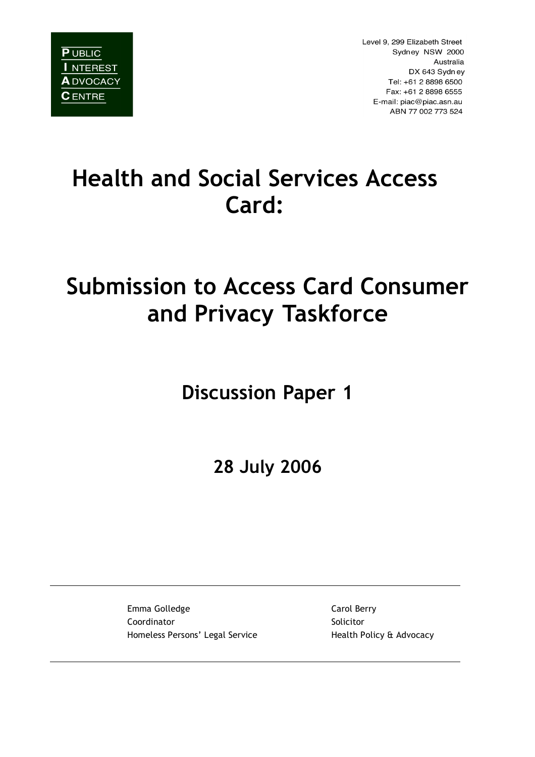PUBLIC INTEREST ADVOCACY CENTRE

Level 9, 299 Elizabeth Street
Sydney NSW 2000
Australia
DX 643 Sydney
Tel: +61 2 8898 6500
Fax: +61 2 8898 6555
E-mail: piac@piac.asn.au
ABN 77 002 773 524

# Health and Social Services Access Card:

# Submission to Access Card Consumer and Privacy Taskforce

## Discussion Paper 1

## 28 July 2006

---

Emma Golledge
Coordinator
Homeless Persons' Legal Service

Carol Berry
Solicitor
Health Policy & Advocacy

---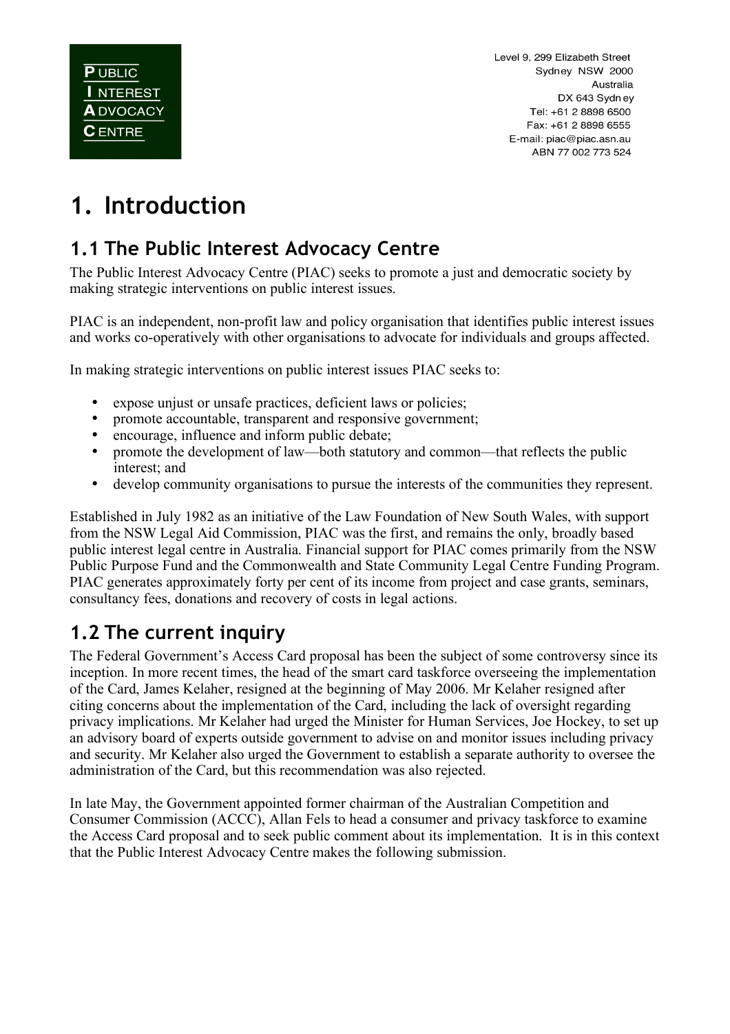PUBLIC INTEREST ADVOCACY CENTRE

Level 9, 299 Elizabeth Street
Sydney NSW 2000
Australia
DX 643 Sydney
Tel: +61 2 8898 6500
Fax: +61 2 8898 6555
E-mail: piac@piac.asn.au
ABN 77 002 773 524

# 1. Introduction

## 1.1 The Public Interest Advocacy Centre

The Public Interest Advocacy Centre (PIAC) seeks to promote a just and democratic society by making strategic interventions on public interest issues.

PIAC is an independent, non-profit law and policy organisation that identifies public interest issues and works co-operatively with other organisations to advocate for individuals and groups affected.

In making strategic interventions on public interest issues PIAC seeks to:

- expose unjust or unsafe practices, deficient laws or policies;
- promote accountable, transparent and responsive government;
- encourage, influence and inform public debate;
- promote the development of law—both statutory and common—that reflects the public interest; and
- develop community organisations to pursue the interests of the communities they represent.

Established in July 1982 as an initiative of the Law Foundation of New South Wales, with support from the NSW Legal Aid Commission, PIAC was the first, and remains the only, broadly based public interest legal centre in Australia. Financial support for PIAC comes primarily from the NSW Public Purpose Fund and the Commonwealth and State Community Legal Centre Funding Program. PIAC generates approximately forty per cent of its income from project and case grants, seminars, consultancy fees, donations and recovery of costs in legal actions.

## 1.2 The current inquiry

The Federal Government's Access Card proposal has been the subject of some controversy since its inception. In more recent times, the head of the smart card taskforce overseeing the implementation of the Card, James Kelaher, resigned at the beginning of May 2006. Mr Kelaher resigned after citing concerns about the implementation of the Card, including the lack of oversight regarding privacy implications. Mr Kelaher had urged the Minister for Human Services, Joe Hockey, to set up an advisory board of experts outside government to advise on and monitor issues including privacy and security. Mr Kelaher also urged the Government to establish a separate authority to oversee the administration of the Card, but this recommendation was also rejected.

In late May, the Government appointed former chairman of the Australian Competition and Consumer Commission (ACCC), Allan Fels to head a consumer and privacy taskforce to examine the Access Card proposal and to seek public comment about its implementation. It is in this context that the Public Interest Advocacy Centre makes the following submission.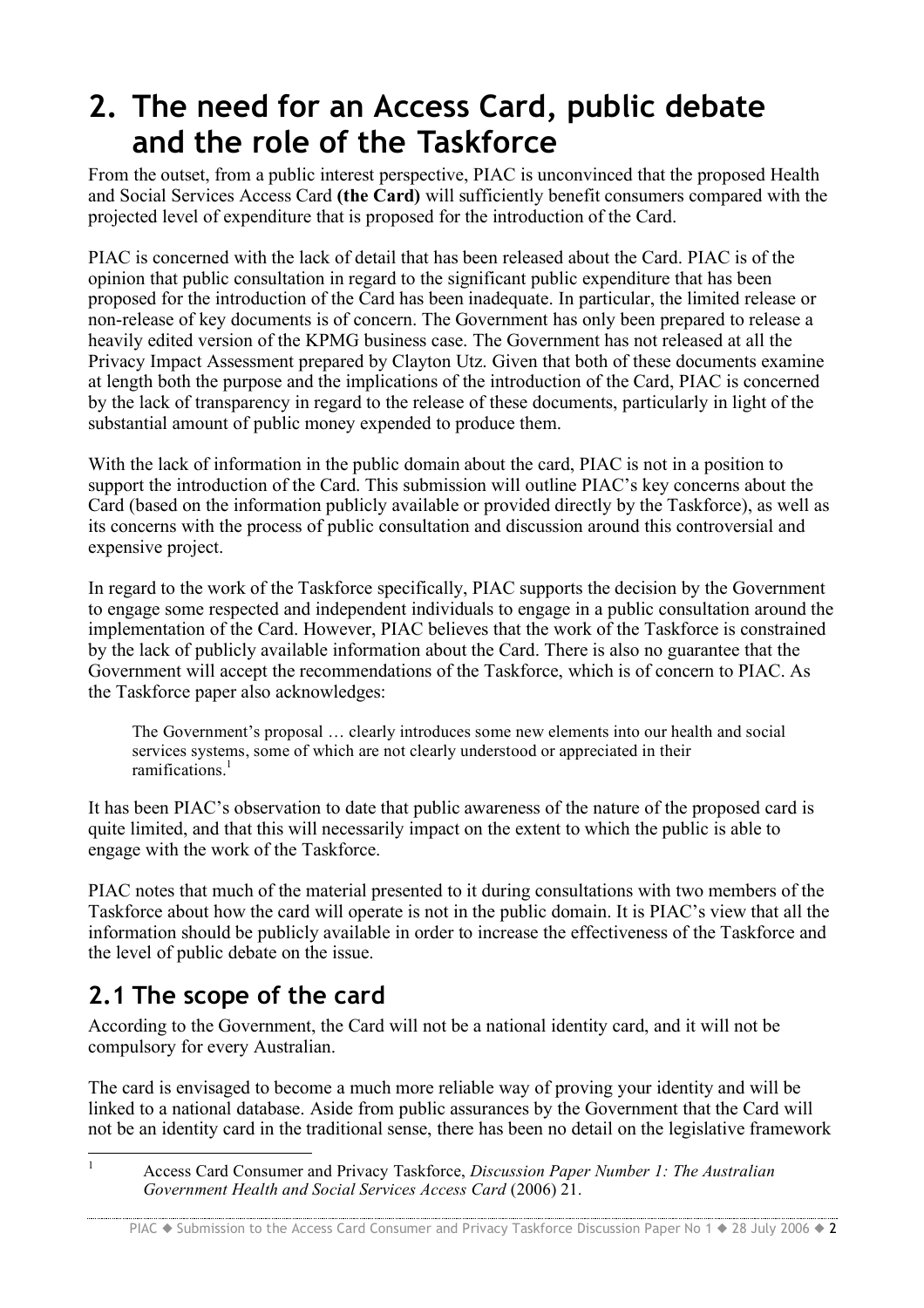# 2. The need for an Access Card, public debate and the role of the Taskforce

From the outset, from a public interest perspective, PIAC is unconvinced that the proposed Health and Social Services Access Card **(the Card)** will sufficiently benefit consumers compared with the projected level of expenditure that is proposed for the introduction of the Card.

PIAC is concerned with the lack of detail that has been released about the Card. PIAC is of the opinion that public consultation in regard to the significant public expenditure that has been proposed for the introduction of the Card has been inadequate. In particular, the limited release or non-release of key documents is of concern. The Government has only been prepared to release a heavily edited version of the KPMG business case. The Government has not released at all the Privacy Impact Assessment prepared by Clayton Utz. Given that both of these documents examine at length both the purpose and the implications of the introduction of the Card, PIAC is concerned by the lack of transparency in regard to the release of these documents, particularly in light of the substantial amount of public money expended to produce them.

With the lack of information in the public domain about the card, PIAC is not in a position to support the introduction of the Card. This submission will outline PIAC's key concerns about the Card (based on the information publicly available or provided directly by the Taskforce), as well as its concerns with the process of public consultation and discussion around this controversial and expensive project.

In regard to the work of the Taskforce specifically, PIAC supports the decision by the Government to engage some respected and independent individuals to engage in a public consultation around the implementation of the Card. However, PIAC believes that the work of the Taskforce is constrained by the lack of publicly available information about the Card. There is also no guarantee that the Government will accept the recommendations of the Taskforce, which is of concern to PIAC. As the Taskforce paper also acknowledges:

> The Government's proposal … clearly introduces some new elements into our health and social services systems, some of which are not clearly understood or appreciated in their ramifications.[1]

It has been PIAC's observation to date that public awareness of the nature of the proposed card is quite limited, and that this will necessarily impact on the extent to which the public is able to engage with the work of the Taskforce.

PIAC notes that much of the material presented to it during consultations with two members of the Taskforce about how the card will operate is not in the public domain. It is PIAC's view that all the information should be publicly available in order to increase the effectiveness of the Taskforce and the level of public debate on the issue.

## 2.1 The scope of the card

According to the Government, the Card will not be a national identity card, and it will not be compulsory for every Australian.

The card is envisaged to become a much more reliable way of proving your identity and will be linked to a national database. Aside from public assurances by the Government that the Card will not be an identity card in the traditional sense, there has been no detail on the legislative framework

---

[1] Access Card Consumer and Privacy Taskforce, *Discussion Paper Number 1: The Australian Government Health and Social Services Access Card* (2006) 21.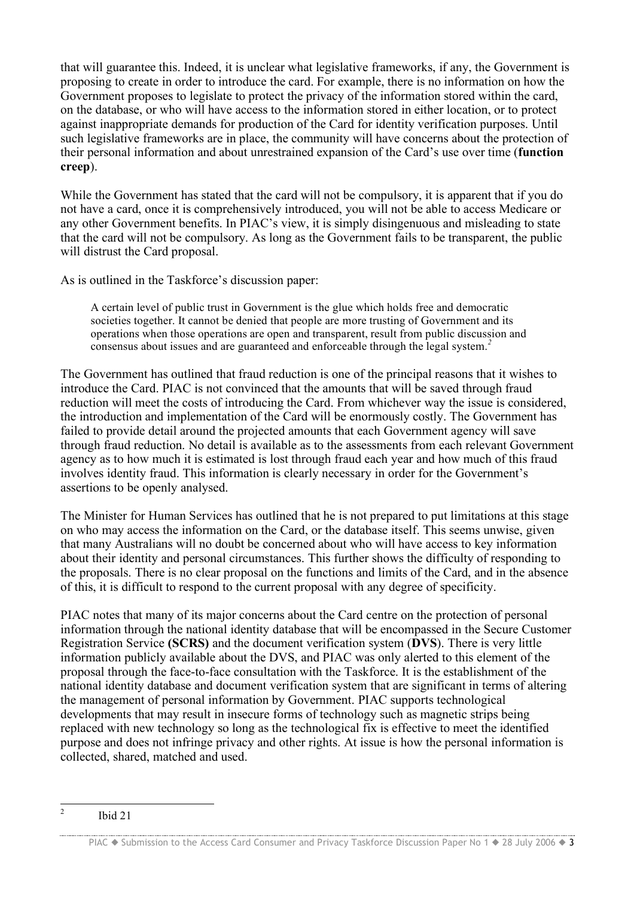that will guarantee this. Indeed, it is unclear what legislative frameworks, if any, the Government is proposing to create in order to introduce the card. For example, there is no information on how the Government proposes to legislate to protect the privacy of the information stored within the card, on the database, or who will have access to the information stored in either location, or to protect against inappropriate demands for production of the Card for identity verification purposes. Until such legislative frameworks are in place, the community will have concerns about the protection of their personal information and about unrestrained expansion of the Card's use over time (**function creep**).

While the Government has stated that the card will not be compulsory, it is apparent that if you do not have a card, once it is comprehensively introduced, you will not be able to access Medicare or any other Government benefits. In PIAC's view, it is simply disingenuous and misleading to state that the card will not be compulsory. As long as the Government fails to be transparent, the public will distrust the Card proposal.

As is outlined in the Taskforce's discussion paper:

> A certain level of public trust in Government is the glue which holds free and democratic societies together. It cannot be denied that people are more trusting of Government and its operations when those operations are open and transparent, result from public discussion and consensus about issues and are guaranteed and enforceable through the legal system.[2]

The Government has outlined that fraud reduction is one of the principal reasons that it wishes to introduce the Card. PIAC is not convinced that the amounts that will be saved through fraud reduction will meet the costs of introducing the Card. From whichever way the issue is considered, the introduction and implementation of the Card will be enormously costly. The Government has failed to provide detail around the projected amounts that each Government agency will save through fraud reduction. No detail is available as to the assessments from each relevant Government agency as to how much it is estimated is lost through fraud each year and how much of this fraud involves identity fraud. This information is clearly necessary in order for the Government's assertions to be openly analysed.

The Minister for Human Services has outlined that he is not prepared to put limitations at this stage on who may access the information on the Card, or the database itself. This seems unwise, given that many Australians will no doubt be concerned about who will have access to key information about their identity and personal circumstances. This further shows the difficulty of responding to the proposals. There is no clear proposal on the functions and limits of the Card, and in the absence of this, it is difficult to respond to the current proposal with any degree of specificity.

PIAC notes that many of its major concerns about the Card centre on the protection of personal information through the national identity database that will be encompassed in the Secure Customer Registration Service **(SCRS)** and the document verification system (**DVS**). There is very little information publicly available about the DVS, and PIAC was only alerted to this element of the proposal through the face-to-face consultation with the Taskforce. It is the establishment of the national identity database and document verification system that are significant in terms of altering the management of personal information by Government. PIAC supports technological developments that may result in insecure forms of technology such as magnetic strips being replaced with new technology so long as the technological fix is effective to meet the identified purpose and does not infringe privacy and other rights. At issue is how the personal information is collected, shared, matched and used.

---

[2] Ibid 21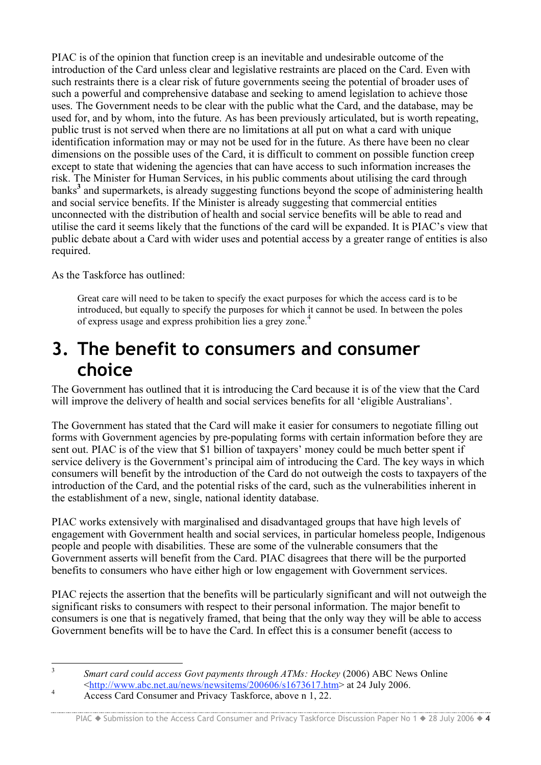PIAC is of the opinion that function creep is an inevitable and undesirable outcome of the introduction of the Card unless clear and legislative restraints are placed on the Card. Even with such restraints there is a clear risk of future governments seeing the potential of broader uses of such a powerful and comprehensive database and seeking to amend legislation to achieve those uses. The Government needs to be clear with the public what the Card, and the database, may be used for, and by whom, into the future. As has been previously articulated, but is worth repeating, public trust is not served when there are no limitations at all put on what a card with unique identification information may or may not be used for in the future. As there have been no clear dimensions on the possible uses of the Card, it is difficult to comment on possible function creep except to state that widening the agencies that can have access to such information increases the risk. The Minister for Human Services, in his public comments about utilising the card through banks[3] and supermarkets, is already suggesting functions beyond the scope of administering health and social service benefits. If the Minister is already suggesting that commercial entities unconnected with the distribution of health and social service benefits will be able to read and utilise the card it seems likely that the functions of the card will be expanded. It is PIAC's view that public debate about a Card with wider uses and potential access by a greater range of entities is also required.

As the Taskforce has outlined:

> Great care will need to be taken to specify the exact purposes for which the access card is to be introduced, but equally to specify the purposes for which it cannot be used. In between the poles of express usage and express prohibition lies a grey zone.[4]

# 3. The benefit to consumers and consumer choice

The Government has outlined that it is introducing the Card because it is of the view that the Card will improve the delivery of health and social services benefits for all 'eligible Australians'.

The Government has stated that the Card will make it easier for consumers to negotiate filling out forms with Government agencies by pre-populating forms with certain information before they are sent out. PIAC is of the view that $1 billion of taxpayers' money could be much better spent if service delivery is the Government's principal aim of introducing the Card. The key ways in which consumers will benefit by the introduction of the Card do not outweigh the costs to taxpayers of the introduction of the Card, and the potential risks of the card, such as the vulnerabilities inherent in the establishment of a new, single, national identity database.

PIAC works extensively with marginalised and disadvantaged groups that have high levels of engagement with Government health and social services, in particular homeless people, Indigenous people and people with disabilities. These are some of the vulnerable consumers that the Government asserts will benefit from the Card. PIAC disagrees that there will be the purported benefits to consumers who have either high or low engagement with Government services.

PIAC rejects the assertion that the benefits will be particularly significant and will not outweigh the significant risks to consumers with respect to their personal information. The major benefit to consumers is one that is negatively framed, that being that the only way they will be able to access Government benefits will be to have the Card. In effect this is a consumer benefit (access to

---

[3] *Smart card could access Govt payments through ATMs: Hockey* (2006) ABC News Online <http://www.abc.net.au/news/newsitems/200606/s1673617.htm> at 24 July 2006.

[4] Access Card Consumer and Privacy Taskforce, above n 1, 22.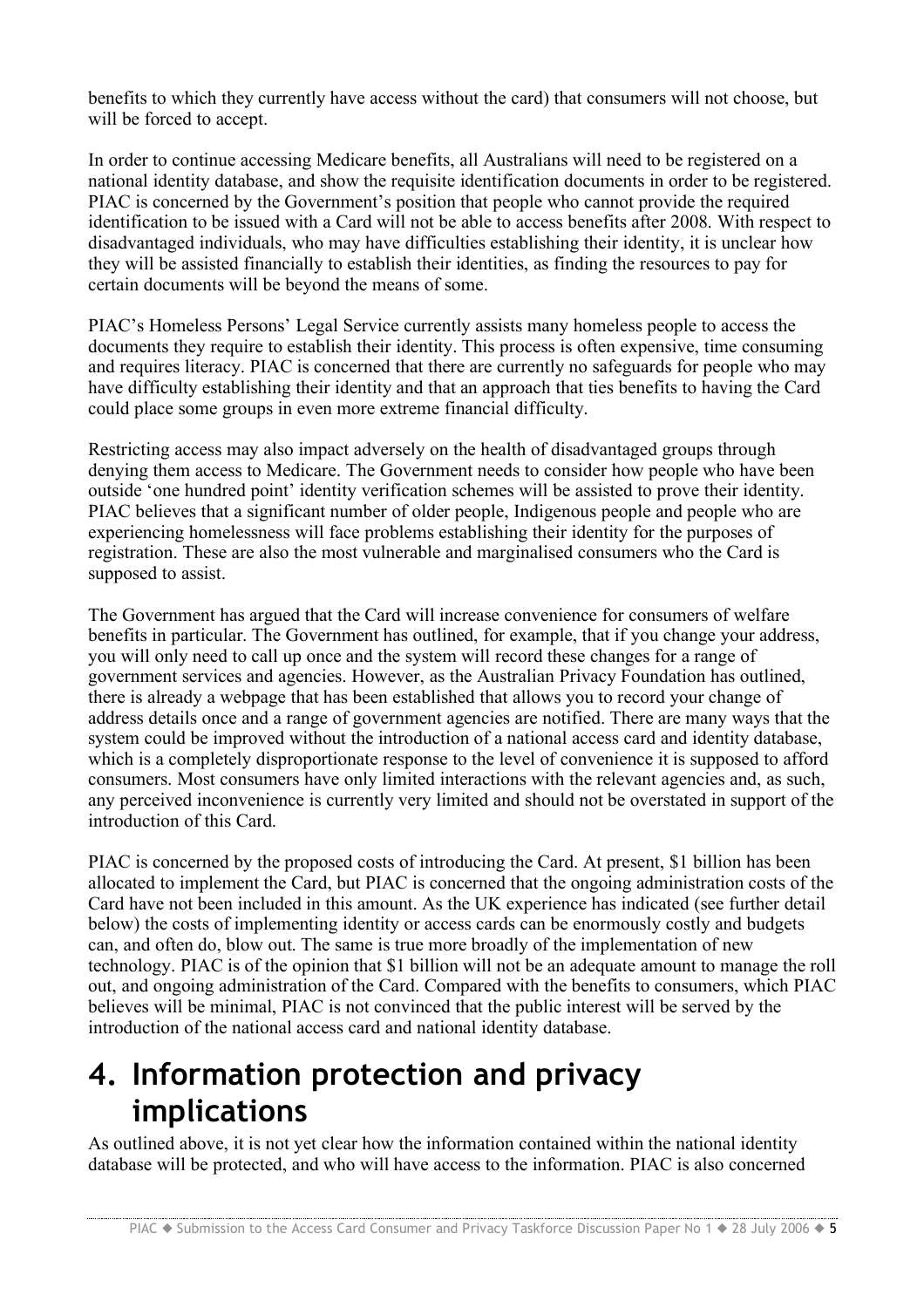benefits to which they currently have access without the card) that consumers will not choose, but will be forced to accept.

In order to continue accessing Medicare benefits, all Australians will need to be registered on a national identity database, and show the requisite identification documents in order to be registered. PIAC is concerned by the Government's position that people who cannot provide the required identification to be issued with a Card will not be able to access benefits after 2008. With respect to disadvantaged individuals, who may have difficulties establishing their identity, it is unclear how they will be assisted financially to establish their identities, as finding the resources to pay for certain documents will be beyond the means of some.

PIAC's Homeless Persons' Legal Service currently assists many homeless people to access the documents they require to establish their identity. This process is often expensive, time consuming and requires literacy. PIAC is concerned that there are currently no safeguards for people who may have difficulty establishing their identity and that an approach that ties benefits to having the Card could place some groups in even more extreme financial difficulty.

Restricting access may also impact adversely on the health of disadvantaged groups through denying them access to Medicare. The Government needs to consider how people who have been outside 'one hundred point' identity verification schemes will be assisted to prove their identity. PIAC believes that a significant number of older people, Indigenous people and people who are experiencing homelessness will face problems establishing their identity for the purposes of registration. These are also the most vulnerable and marginalised consumers who the Card is supposed to assist.

The Government has argued that the Card will increase convenience for consumers of welfare benefits in particular. The Government has outlined, for example, that if you change your address, you will only need to call up once and the system will record these changes for a range of government services and agencies. However, as the Australian Privacy Foundation has outlined, there is already a webpage that has been established that allows you to record your change of address details once and a range of government agencies are notified. There are many ways that the system could be improved without the introduction of a national access card and identity database, which is a completely disproportionate response to the level of convenience it is supposed to afford consumers. Most consumers have only limited interactions with the relevant agencies and, as such, any perceived inconvenience is currently very limited and should not be overstated in support of the introduction of this Card.

PIAC is concerned by the proposed costs of introducing the Card. At present, $1 billion has been allocated to implement the Card, but PIAC is concerned that the ongoing administration costs of the Card have not been included in this amount. As the UK experience has indicated (see further detail below) the costs of implementing identity or access cards can be enormously costly and budgets can, and often do, blow out. The same is true more broadly of the implementation of new technology. PIAC is of the opinion that $1 billion will not be an adequate amount to manage the roll out, and ongoing administration of the Card. Compared with the benefits to consumers, which PIAC believes will be minimal, PIAC is not convinced that the public interest will be served by the introduction of the national access card and national identity database.

# 4. Information protection and privacy implications

As outlined above, it is not yet clear how the information contained within the national identity database will be protected, and who will have access to the information. PIAC is also concerned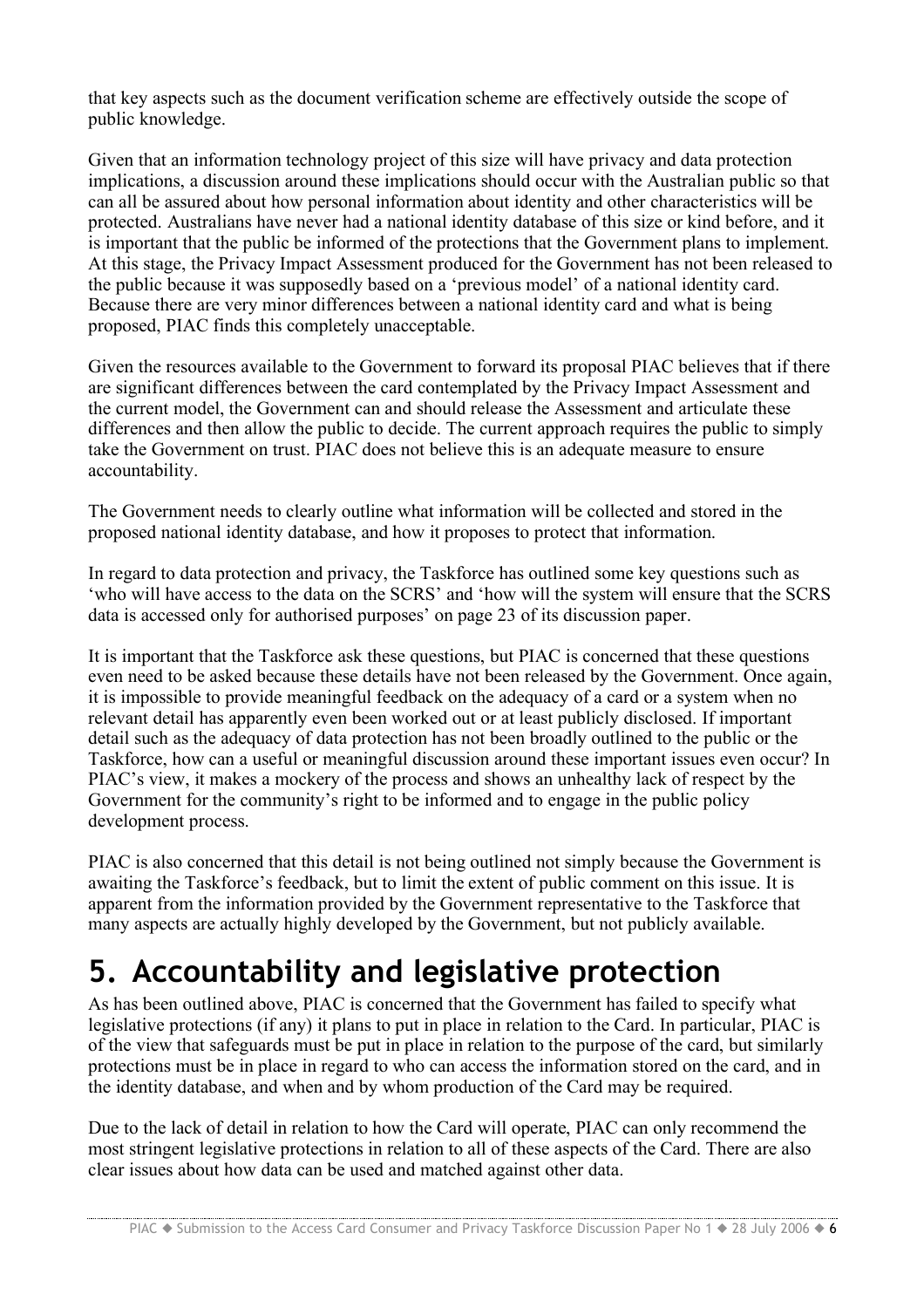that key aspects such as the document verification scheme are effectively outside the scope of public knowledge.

Given that an information technology project of this size will have privacy and data protection implications, a discussion around these implications should occur with the Australian public so that can all be assured about how personal information about identity and other characteristics will be protected. Australians have never had a national identity database of this size or kind before, and it is important that the public be informed of the protections that the Government plans to implement. At this stage, the Privacy Impact Assessment produced for the Government has not been released to the public because it was supposedly based on a 'previous model' of a national identity card. Because there are very minor differences between a national identity card and what is being proposed, PIAC finds this completely unacceptable.

Given the resources available to the Government to forward its proposal PIAC believes that if there are significant differences between the card contemplated by the Privacy Impact Assessment and the current model, the Government can and should release the Assessment and articulate these differences and then allow the public to decide. The current approach requires the public to simply take the Government on trust. PIAC does not believe this is an adequate measure to ensure accountability.

The Government needs to clearly outline what information will be collected and stored in the proposed national identity database, and how it proposes to protect that information.

In regard to data protection and privacy, the Taskforce has outlined some key questions such as 'who will have access to the data on the SCRS' and 'how will the system will ensure that the SCRS data is accessed only for authorised purposes' on page 23 of its discussion paper.

It is important that the Taskforce ask these questions, but PIAC is concerned that these questions even need to be asked because these details have not been released by the Government. Once again, it is impossible to provide meaningful feedback on the adequacy of a card or a system when no relevant detail has apparently even been worked out or at least publicly disclosed. If important detail such as the adequacy of data protection has not been broadly outlined to the public or the Taskforce, how can a useful or meaningful discussion around these important issues even occur? In PIAC's view, it makes a mockery of the process and shows an unhealthy lack of respect by the Government for the community's right to be informed and to engage in the public policy development process.

PIAC is also concerned that this detail is not being outlined not simply because the Government is awaiting the Taskforce's feedback, but to limit the extent of public comment on this issue. It is apparent from the information provided by the Government representative to the Taskforce that many aspects are actually highly developed by the Government, but not publicly available.

# 5. Accountability and legislative protection

As has been outlined above, PIAC is concerned that the Government has failed to specify what legislative protections (if any) it plans to put in place in relation to the Card. In particular, PIAC is of the view that safeguards must be put in place in relation to the purpose of the card, but similarly protections must be in place in regard to who can access the information stored on the card, and in the identity database, and when and by whom production of the Card may be required.

Due to the lack of detail in relation to how the Card will operate, PIAC can only recommend the most stringent legislative protections in relation to all of these aspects of the Card. There are also clear issues about how data can be used and matched against other data.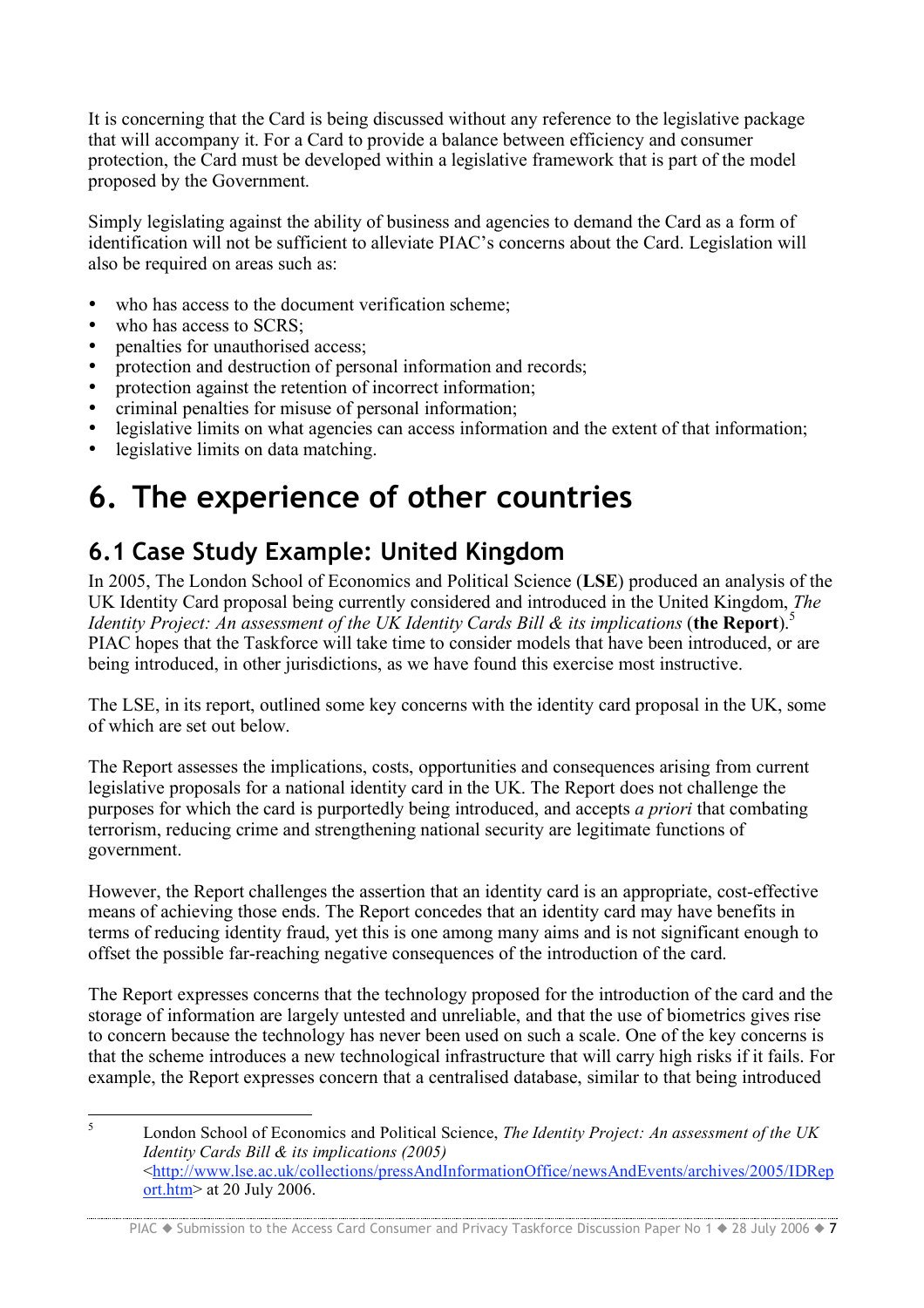It is concerning that the Card is being discussed without any reference to the legislative package that will accompany it. For a Card to provide a balance between efficiency and consumer protection, the Card must be developed within a legislative framework that is part of the model proposed by the Government.

Simply legislating against the ability of business and agencies to demand the Card as a form of identification will not be sufficient to alleviate PIAC's concerns about the Card. Legislation will also be required on areas such as:

- who has access to the document verification scheme;
- who has access to SCRS;
- penalties for unauthorised access;
- protection and destruction of personal information and records;
- protection against the retention of incorrect information;
- criminal penalties for misuse of personal information;
- legislative limits on what agencies can access information and the extent of that information;
- legislative limits on data matching.

# 6. The experience of other countries

## 6.1 Case Study Example: United Kingdom

In 2005, The London School of Economics and Political Science (**LSE**) produced an analysis of the UK Identity Card proposal being currently considered and introduced in the United Kingdom, *The Identity Project: An assessment of the UK Identity Cards Bill & its implications* (**the Report**).[5] PIAC hopes that the Taskforce will take time to consider models that have been introduced, or are being introduced, in other jurisdictions, as we have found this exercise most instructive.

The LSE, in its report, outlined some key concerns with the identity card proposal in the UK, some of which are set out below.

The Report assesses the implications, costs, opportunities and consequences arising from current legislative proposals for a national identity card in the UK. The Report does not challenge the purposes for which the card is purportedly being introduced, and accepts *a priori* that combating terrorism, reducing crime and strengthening national security are legitimate functions of government.

However, the Report challenges the assertion that an identity card is an appropriate, cost-effective means of achieving those ends. The Report concedes that an identity card may have benefits in terms of reducing identity fraud, yet this is one among many aims and is not significant enough to offset the possible far-reaching negative consequences of the introduction of the card.

The Report expresses concerns that the technology proposed for the introduction of the card and the storage of information are largely untested and unreliable, and that the use of biometrics gives rise to concern because the technology has never been used on such a scale. One of the key concerns is that the scheme introduces a new technological infrastructure that will carry high risks if it fails. For example, the Report expresses concern that a centralised database, similar to that being introduced

---

[5] London School of Economics and Political Science, *The Identity Project: An assessment of the UK Identity Cards Bill & its implications (2005)* <http://www.lse.ac.uk/collections/pressAndInformationOffice/newsAndEvents/archives/2005/IDReport.htm> at 20 July 2006.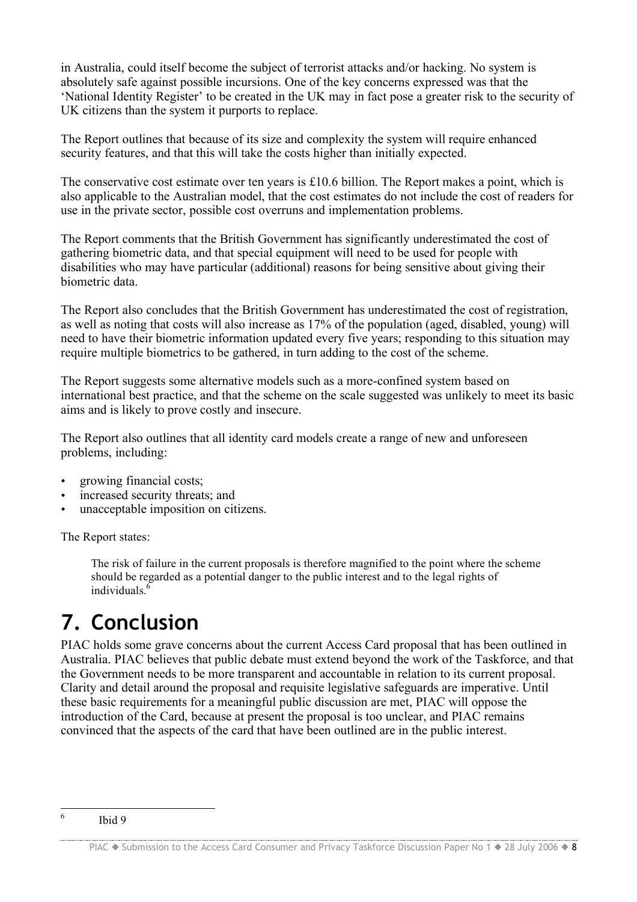in Australia, could itself become the subject of terrorist attacks and/or hacking. No system is absolutely safe against possible incursions. One of the key concerns expressed was that the 'National Identity Register' to be created in the UK may in fact pose a greater risk to the security of UK citizens than the system it purports to replace.

The Report outlines that because of its size and complexity the system will require enhanced security features, and that this will take the costs higher than initially expected.

The conservative cost estimate over ten years is £10.6 billion. The Report makes a point, which is also applicable to the Australian model, that the cost estimates do not include the cost of readers for use in the private sector, possible cost overruns and implementation problems.

The Report comments that the British Government has significantly underestimated the cost of gathering biometric data, and that special equipment will need to be used for people with disabilities who may have particular (additional) reasons for being sensitive about giving their biometric data.

The Report also concludes that the British Government has underestimated the cost of registration, as well as noting that costs will also increase as 17% of the population (aged, disabled, young) will need to have their biometric information updated every five years; responding to this situation may require multiple biometrics to be gathered, in turn adding to the cost of the scheme.

The Report suggests some alternative models such as a more-confined system based on international best practice, and that the scheme on the scale suggested was unlikely to meet its basic aims and is likely to prove costly and insecure.

The Report also outlines that all identity card models create a range of new and unforeseen problems, including:

- growing financial costs;
- increased security threats; and
- unacceptable imposition on citizens.

The Report states:

> The risk of failure in the current proposals is therefore magnified to the point where the scheme should be regarded as a potential danger to the public interest and to the legal rights of individuals.[6]

# 7. Conclusion

PIAC holds some grave concerns about the current Access Card proposal that has been outlined in Australia. PIAC believes that public debate must extend beyond the work of the Taskforce, and that the Government needs to be more transparent and accountable in relation to its current proposal. Clarity and detail around the proposal and requisite legislative safeguards are imperative. Until these basic requirements for a meaningful public discussion are met, PIAC will oppose the introduction of the Card, because at present the proposal is too unclear, and PIAC remains convinced that the aspects of the card that have been outlined are in the public interest.

---

[6] Ibid 9